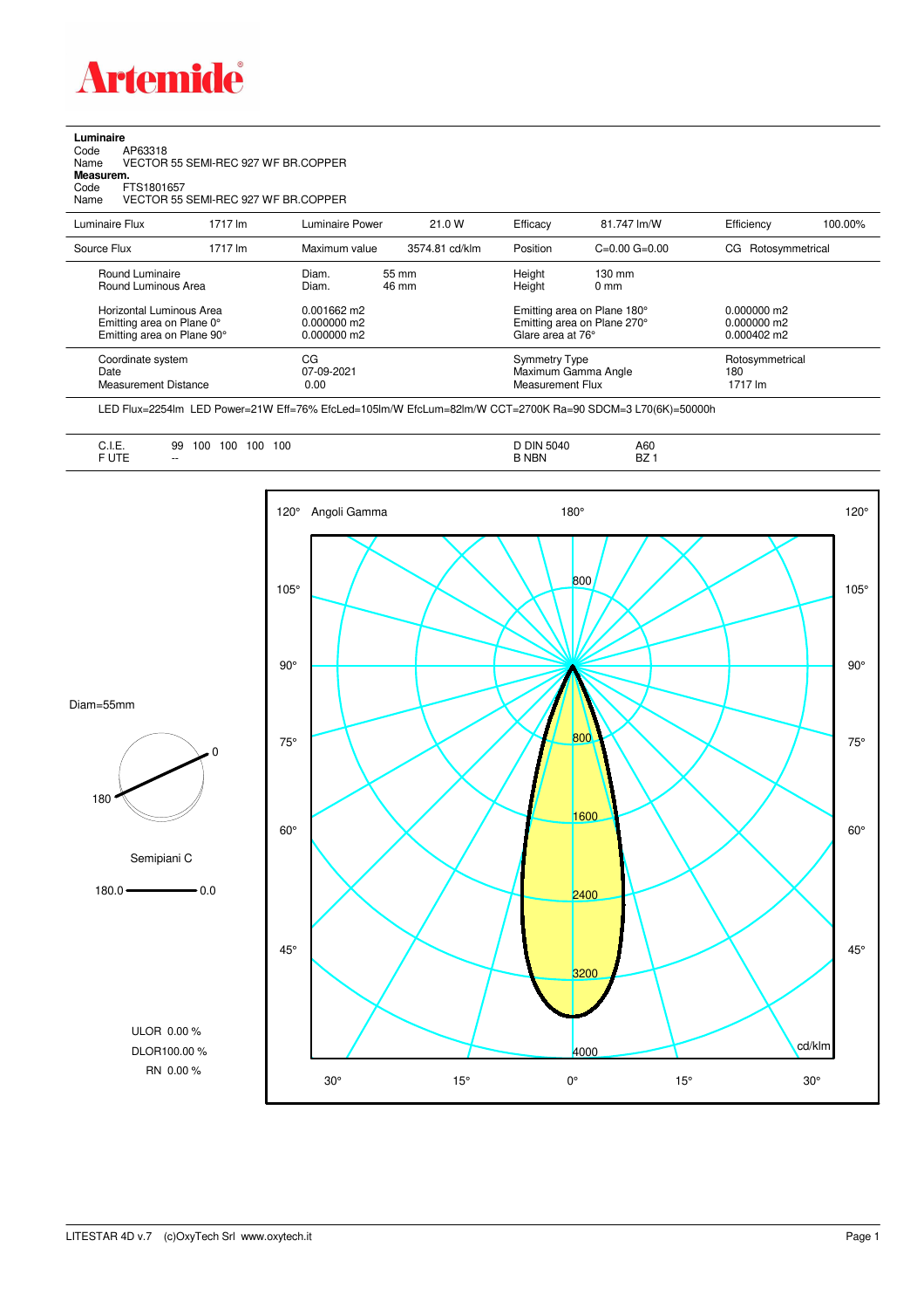**Luminaire**

Code AP63318
Name VECTOR 55 SEMI-REC 927 WF BR.COPPER

**Measurem.**

Code FTS1801657
Name VECTOR 55 SEMI-REC 927 WF BR.COPPER

| Luminaire Flux | 1717 lm | Luminaire Power | 21.0 W | Efficacy | 81.747 lm/W | Efficiency | 100.00% |
|---|---|---|---|---|---|---|---|
| Source Flux | 1717 lm | Maximum value | 3574.81 cd/klm | Position | C=0.00 G=0.00 | CG | Rotosymmetrical |

| | | | | |
|---|---|---|---|---|
| Round Luminaire | Diam. 55 mm | Height 130 mm | | |
| Round Luminous Area | Diam. 46 mm | Height 0 mm | | |
| Horizontal Luminous Area | 0.001662 m2 | Emitting area on Plane 180° | 0.000000 m2 | |
| Emitting area on Plane 0° | 0.000000 m2 | Emitting area on Plane 270° | 0.000000 m2 | |
| Emitting area on Plane 90° | 0.000000 m2 | Glare area at 76° | 0.000402 m2 | |
| Coordinate system | CG | Symmetry Type | Rotosymmetrical | |
| Date | 07-09-2021 | Maximum Gamma Angle | 180 | |
| Measurement Distance | 0.00 | Measurement Flux | 1717 lm | |

LED Flux=2254lm LED Power=21W Eff=76% EfcLed=105lm/W EfcLum=82lm/W CCT=2700K Ra=90 SDCM=3 L70(6K)=50000h

| | | | |
|---|---|---|---|
| C.I.E. | 99 100 100 100 100 | D DIN 5040 | A60 |
| F UTE | -- | B NBN | BZ 1 |

Diam=55mm

Semipiani C

180.0 — 0.0

ULOR 0.00 %
DLOR 100.00 %
RN 0.00 %

Angoli Gamma — cd/klm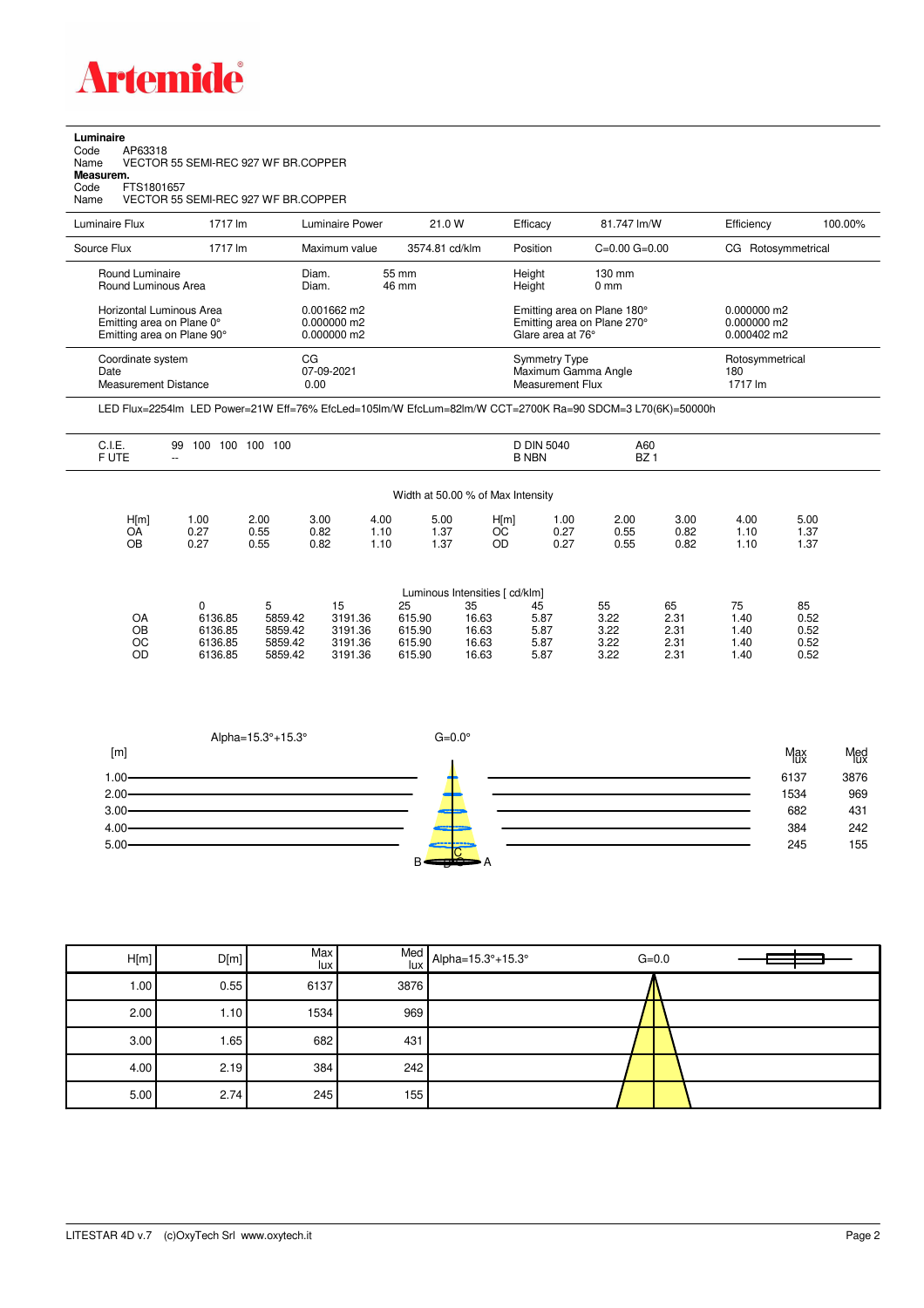Artemide

**Luminaire**

Code AP63318
Name VECTOR 55 SEMI-REC 927 WF BR.COPPER

**Measurem.**

Code FTS1801657
Name VECTOR 55 SEMI-REC 927 WF BR.COPPER

| | | | | | | | |
|---|---|---|---|---|---|---|---|
| Luminaire Flux | 1717 lm | Luminaire Power | 21.0 W | Efficacy | 81.747 lm/W | Efficiency | 100.00% |
| Source Flux | 1717 lm | Maximum value | 3574.81 cd/klm | Position | C=0.00 G=0.00 | CG | Rotosymmetrical |

| | | | | | |
|---|---|---|---|---|---|
| Round Luminaire | Diam. | 55 mm | Height | 130 mm | |
| Round Luminous Area | Diam. | 46 mm | Height | 0 mm | |
| Horizontal Luminous Area | 0.001662 m2 | | Emitting area on Plane 180° | | 0.000000 m2 |
| Emitting area on Plane 0° | 0.000000 m2 | | Emitting area on Plane 270° | | 0.000000 m2 |
| Emitting area on Plane 90° | 0.000000 m2 | | Glare area at 76° | | 0.000402 m2 |
| Coordinate system | CG | | Symmetry Type | | Rotosymmetrical |
| Date | 07-09-2021 | | Maximum Gamma Angle | | 180 |
| Measurement Distance | 0.00 | | Measurement Flux | | 1717 lm |

LED Flux=2254lm LED Power=21W Eff=76% EfcLed=105lm/W EfcLum=82lm/W CCT=2700K Ra=90 SDCM=3 L70(6K)=50000h

| | | | |
|---|---|---|---|
| C.I.E. | 99 100 100 100 100 | D DIN 5040 | A60 |
| F UTE | -- | B NBN | BZ 1 |

Width at 50.00 % of Max Intensity

| H[m] | 1.00 | 2.00 | 3.00 | 4.00 | 5.00 | H[m] | 1.00 | 2.00 | 3.00 | 4.00 | 5.00 |
|---|---|---|---|---|---|---|---|---|---|---|---|
| OA | 0.27 | 0.55 | 0.82 | 1.10 | 1.37 | OC | 0.27 | 0.55 | 0.82 | 1.10 | 1.37 |
| OB | 0.27 | 0.55 | 0.82 | 1.10 | 1.37 | OD | 0.27 | 0.55 | 0.82 | 1.10 | 1.37 |

Luminous Intensities [ cd/klm]

| | 0 | 5 | 15 | 25 | 35 | 45 | 55 | 65 | 75 | 85 |
|---|---|---|---|---|---|---|---|---|---|---|
| OA | 6136.85 | 5859.42 | 3191.36 | 615.90 | 16.63 | 5.87 | 3.22 | 2.31 | 1.40 | 0.52 |
| OB | 6136.85 | 5859.42 | 3191.36 | 615.90 | 16.63 | 5.87 | 3.22 | 2.31 | 1.40 | 0.52 |
| OC | 6136.85 | 5859.42 | 3191.36 | 615.90 | 16.63 | 5.87 | 3.22 | 2.31 | 1.40 | 0.52 |
| OD | 6136.85 | 5859.42 | 3191.36 | 615.90 | 16.63 | 5.87 | 3.22 | 2.31 | 1.40 | 0.52 |

Alpha=15.3°+15.3°
G=0.0°
[m]
Max lux
Med lux
1.00 6137 3876
2.00 1534 969
3.00 682 431
4.00 384 242
5.00 245 155
B D C A

| H[m] | D[m] | Max lux | Med lux | Alpha=15.3°+15.3° G=0.0 |
|---|---|---|---|---|
| 1.00 | 0.55 | 6137 | 3876 | |
| 2.00 | 1.10 | 1534 | 969 | |
| 3.00 | 1.65 | 682 | 431 | |
| 4.00 | 2.19 | 384 | 242 | |
| 5.00 | 2.74 | 245 | 155 | |

LITESTAR 4D v.7 (c)OxyTech Srl www.oxytech.it